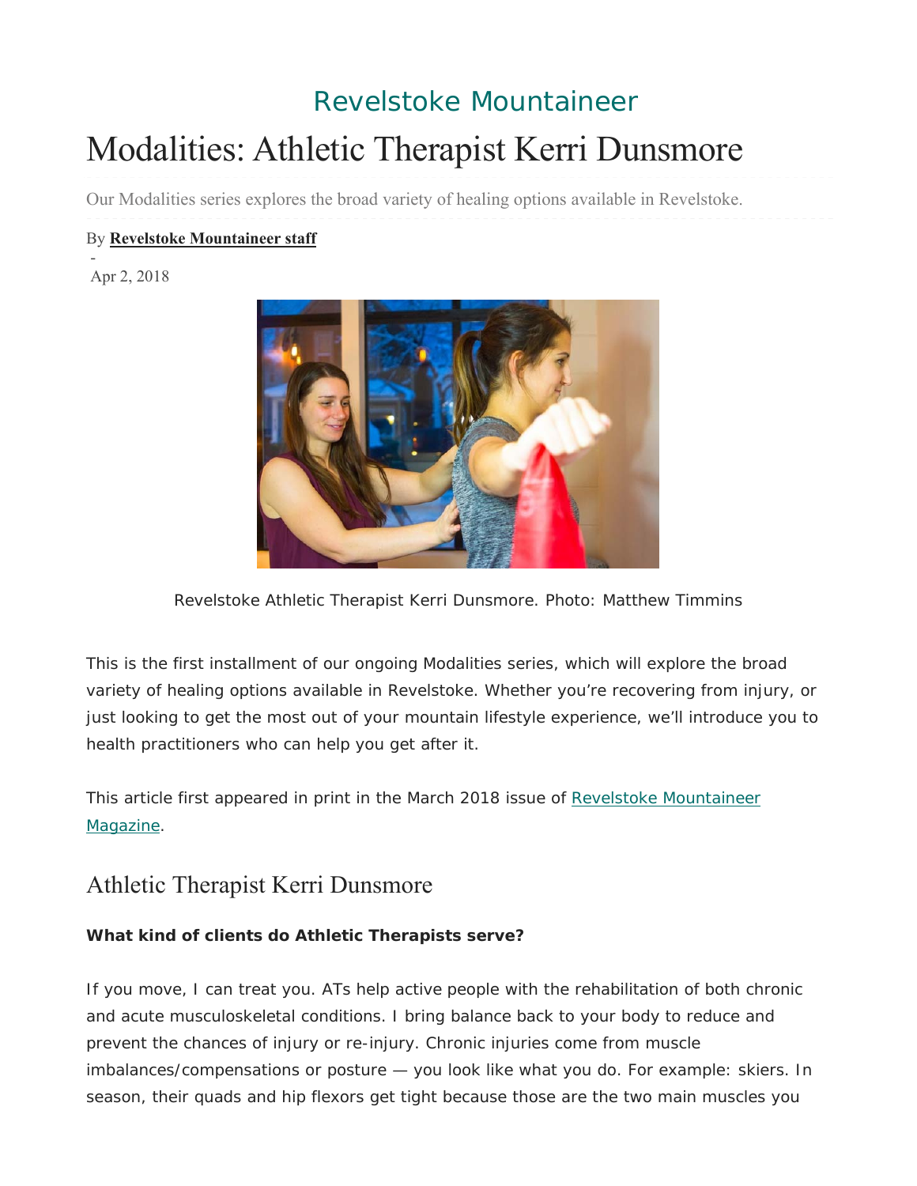Revelstoke Mountaineer

# Modalities: Athletic Therapist Kerri Dunsmore

Our Modalities series explores the broad variety of healing options available in Revelstoke.

By **Revelstoke Mountaineer staff**

-

Apr 2, 2018

Revelstoke Athletic Therapist Kerri Dunsmore. Photo: Matthew Timmins

This is the first installment of our ongoing Modalities series, which will explore the broad variety of healing options available in Revelstoke. Whether you're recovering from injury, or just looking to get the most out of your mountain lifestyle experience, we'll introduce you to health practitioners who can help you get after it.

This article first appeared in print in the March 2018 issue of Revelstoke Mountaineer Magazine.

## Athletic Therapist Kerri Dunsmore

**What kind of clients do Athletic Therapists serve?**

If you move, I can treat you. ATs help active people with the rehabilitation of both chronic and acute musculoskeletal conditions. I bring balance back to your body to reduce and prevent the chances of injury or re-injury. Chronic injuries come from muscle imbalances/compensations or posture — you look like what you do. For example: skiers. In season, their quads and hip flexors get tight because those are the two main muscles you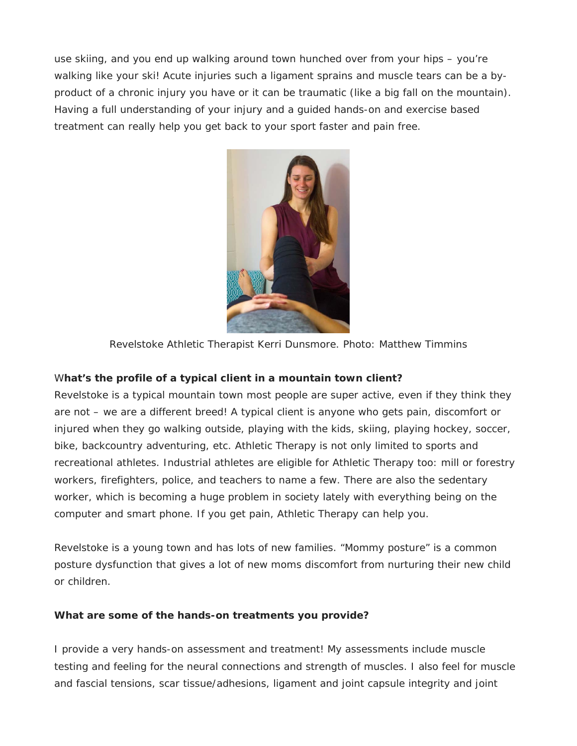use skiing, and you end up walking around town hunched over from your hips – you're walking like your ski! Acute injuries such a ligament sprains and muscle tears can be a by-product of a chronic injury you have or it can be traumatic (like a big fall on the mountain). Having a full understanding of your injury and a guided hands-on and exercise based treatment can really help you get back to your sport faster and pain free.

Revelstoke Athletic Therapist Kerri Dunsmore. Photo: Matthew Timmins

**What's the profile of a typical client in a mountain town client?**

Revelstoke is a typical mountain town most people are super active, even if they think they are not – we are a different breed! A typical client is anyone who gets pain, discomfort or injured when they go walking outside, playing with the kids, skiing, playing hockey, soccer, bike, backcountry adventuring, etc. Athletic Therapy is not only limited to sports and recreational athletes. Industrial athletes are eligible for Athletic Therapy too: mill or forestry workers, firefighters, police, and teachers to name a few. There are also the sedentary worker, which is becoming a huge problem in society lately with everything being on the computer and smart phone. If you get pain, Athletic Therapy can help you.

Revelstoke is a young town and has lots of new families. "Mommy posture" is a common posture dysfunction that gives a lot of new moms discomfort from nurturing their new child or children.

**What are some of the hands-on treatments you provide?**

I provide a very hands-on assessment and treatment! My assessments include muscle testing and feeling for the neural connections and strength of muscles. I also feel for muscle and fascial tensions, scar tissue/adhesions, ligament and joint capsule integrity and joint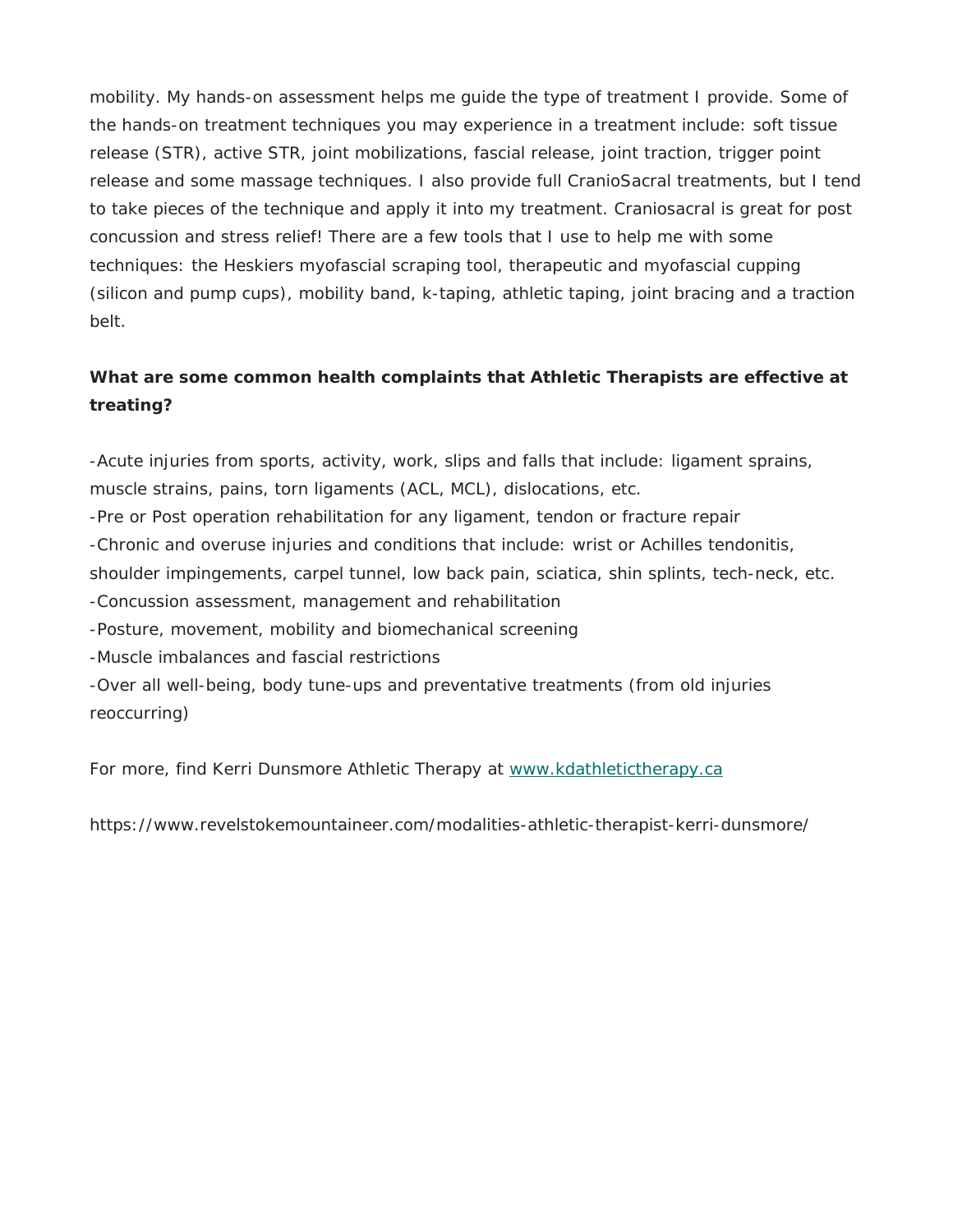mobility. My hands-on assessment helps me guide the type of treatment I provide. Some of the hands-on treatment techniques you may experience in a treatment include: soft tissue release (STR), active STR, joint mobilizations, fascial release, joint traction, trigger point release and some massage techniques. I also provide full CranioSacral treatments, but I tend to take pieces of the technique and apply it into my treatment. Craniosacral is great for post concussion and stress relief! There are a few tools that I use to help me with some techniques: the Heskiers myofascial scraping tool, therapeutic and myofascial cupping (silicon and pump cups), mobility band, k-taping, athletic taping, joint bracing and a traction belt.

**What are some common health complaints that Athletic Therapists are effective at treating?**

-Acute injuries from sports, activity, work, slips and falls that include: ligament sprains, muscle strains, pains, torn ligaments (ACL, MCL), dislocations, etc.
-Pre or Post operation rehabilitation for any ligament, tendon or fracture repair
-Chronic and overuse injuries and conditions that include: wrist or Achilles tendonitis, shoulder impingements, carpel tunnel, low back pain, sciatica, shin splints, tech-neck, etc.
-Concussion assessment, management and rehabilitation
-Posture, movement, mobility and biomechanical screening
-Muscle imbalances and fascial restrictions
-Over all well-being, body tune-ups and preventative treatments (from old injuries reoccurring)

For more, find Kerri Dunsmore Athletic Therapy at [www.kdathletictherapy.ca](http://www.kdathletictherapy.ca)

https://www.revelstokemountaineer.com/modalities-athletic-therapist-kerri-dunsmore/